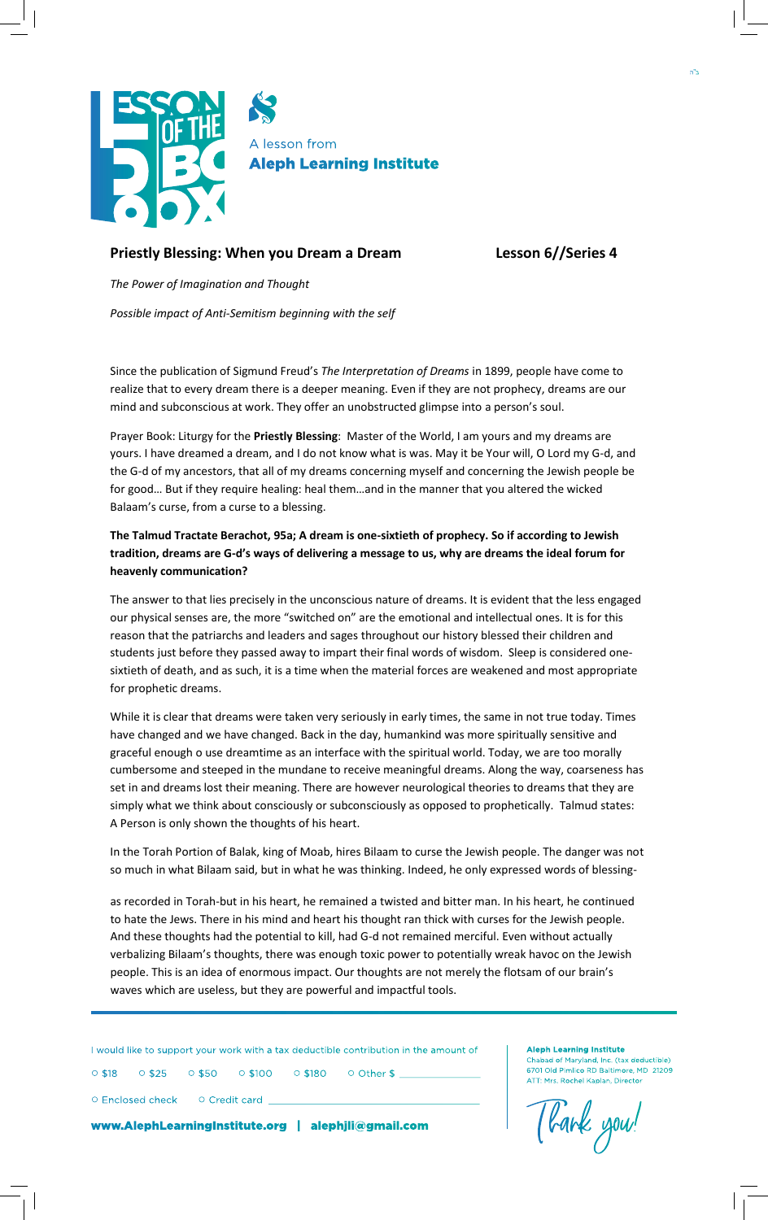A lesson from **Aleph Learning Institute**

**Priestly Blessing: When you Dream a Dream** **Lesson 6//Series 4**

*The Power of Imagination and Thought*

*Possible impact of Anti-Semitism beginning with the self*

Since the publication of Sigmund Freud's *The Interpretation of Dreams* in 1899, people have come to realize that to every dream there is a deeper meaning. Even if they are not prophecy, dreams are our mind and subconscious at work. They offer an unobstructed glimpse into a person's soul.

Prayer Book: Liturgy for the **Priestly Blessing**: Master of the World, I am yours and my dreams are yours. I have dreamed a dream, and I do not know what is was. May it be Your will, O Lord my G-d, and the G-d of my ancestors, that all of my dreams concerning myself and concerning the Jewish people be for good… But if they require healing: heal them…and in the manner that you altered the wicked Balaam's curse, from a curse to a blessing.

**The Talmud Tractate Berachot, 95a; A dream is one-sixtieth of prophecy. So if according to Jewish tradition, dreams are G-d's ways of delivering a message to us, why are dreams the ideal forum for heavenly communication?**

The answer to that lies precisely in the unconscious nature of dreams. It is evident that the less engaged our physical senses are, the more "switched on" are the emotional and intellectual ones. It is for this reason that the patriarchs and leaders and sages throughout our history blessed their children and students just before they passed away to impart their final words of wisdom. Sleep is considered one-sixtieth of death, and as such, it is a time when the material forces are weakened and most appropriate for prophetic dreams.

While it is clear that dreams were taken very seriously in early times, the same in not true today. Times have changed and we have changed. Back in the day, humankind was more spiritually sensitive and graceful enough o use dreamtime as an interface with the spiritual world. Today, we are too morally cumbersome and steeped in the mundane to receive meaningful dreams. Along the way, coarseness has set in and dreams lost their meaning. There are however neurological theories to dreams that they are simply what we think about consciously or subconsciously as opposed to prophetically. Talmud states: A Person is only shown the thoughts of his heart.

In the Torah Portion of Balak, king of Moab, hires Bilaam to curse the Jewish people. The danger was not so much in what Bilaam said, but in what he was thinking. Indeed, he only expressed words of blessing-as recorded in Torah-but in his heart, he remained a twisted and bitter man. In his heart, he continued to hate the Jews. There in his mind and heart his thought ran thick with curses for the Jewish people. And these thoughts had the potential to kill, had G-d not remained merciful. Even without actually verbalizing Bilaam's thoughts, there was enough toxic power to potentially wreak havoc on the Jewish people. This is an idea of enormous impact. Our thoughts are not merely the flotsam of our brain's waves which are useless, but they are powerful and impactful tools.

---

I would like to support your work with a tax deductible contribution in the amount of

○ $18 ○ $25 ○ $50 ○ $100 ○ $180 ○ Other $ ______________

○ Enclosed check ○ Credit card ______________________________

**www.AlephLearningInstitute.org | alephjli@gmail.com**

**Aleph Learning Institute**
Chabad of Maryland, Inc. (tax deductible)
6701 Old Pimlico RD Baltimore, MD 21209
ATT: Mrs. Rochel Kaplan, Director

Thank you!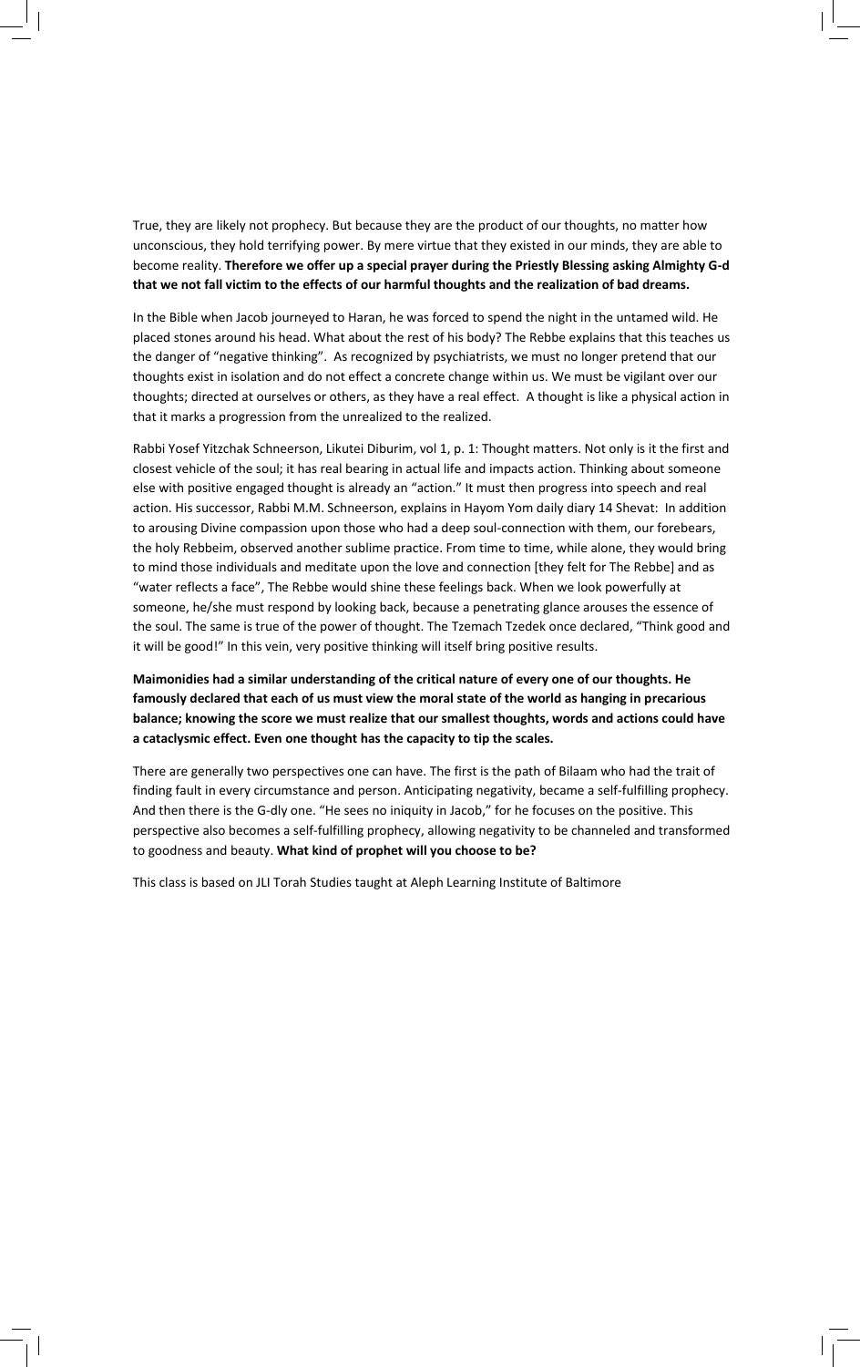True, they are likely not prophecy. But because they are the product of our thoughts, no matter how unconscious, they hold terrifying power. By mere virtue that they existed in our minds, they are able to become reality. **Therefore we offer up a special prayer during the Priestly Blessing asking Almighty G-d that we not fall victim to the effects of our harmful thoughts and the realization of bad dreams.**

In the Bible when Jacob journeyed to Haran, he was forced to spend the night in the untamed wild. He placed stones around his head. What about the rest of his body? The Rebbe explains that this teaches us the danger of "negative thinking". As recognized by psychiatrists, we must no longer pretend that our thoughts exist in isolation and do not effect a concrete change within us. We must be vigilant over our thoughts; directed at ourselves or others, as they have a real effect. A thought is like a physical action in that it marks a progression from the unrealized to the realized.

Rabbi Yosef Yitzchak Schneerson, Likutei Diburim, vol 1, p. 1: Thought matters. Not only is it the first and closest vehicle of the soul; it has real bearing in actual life and impacts action. Thinking about someone else with positive engaged thought is already an "action." It must then progress into speech and real action. His successor, Rabbi M.M. Schneerson, explains in Hayom Yom daily diary 14 Shevat: In addition to arousing Divine compassion upon those who had a deep soul-connection with them, our forebears, the holy Rebbeim, observed another sublime practice. From time to time, while alone, they would bring to mind those individuals and meditate upon the love and connection [they felt for The Rebbe] and as "water reflects a face", The Rebbe would shine these feelings back. When we look powerfully at someone, he/she must respond by looking back, because a penetrating glance arouses the essence of the soul. The same is true of the power of thought. The Tzemach Tzedek once declared, "Think good and it will be good!" In this vein, very positive thinking will itself bring positive results.

**Maimonidies had a similar understanding of the critical nature of every one of our thoughts. He famously declared that each of us must view the moral state of the world as hanging in precarious balance; knowing the score we must realize that our smallest thoughts, words and actions could have a cataclysmic effect. Even one thought has the capacity to tip the scales.**

There are generally two perspectives one can have. The first is the path of Bilaam who had the trait of finding fault in every circumstance and person. Anticipating negativity, became a self-fulfilling prophecy. And then there is the G-dly one. "He sees no iniquity in Jacob," for he focuses on the positive. This perspective also becomes a self-fulfilling prophecy, allowing negativity to be channeled and transformed to goodness and beauty. **What kind of prophet will you choose to be?**

This class is based on JLI Torah Studies taught at Aleph Learning Institute of Baltimore